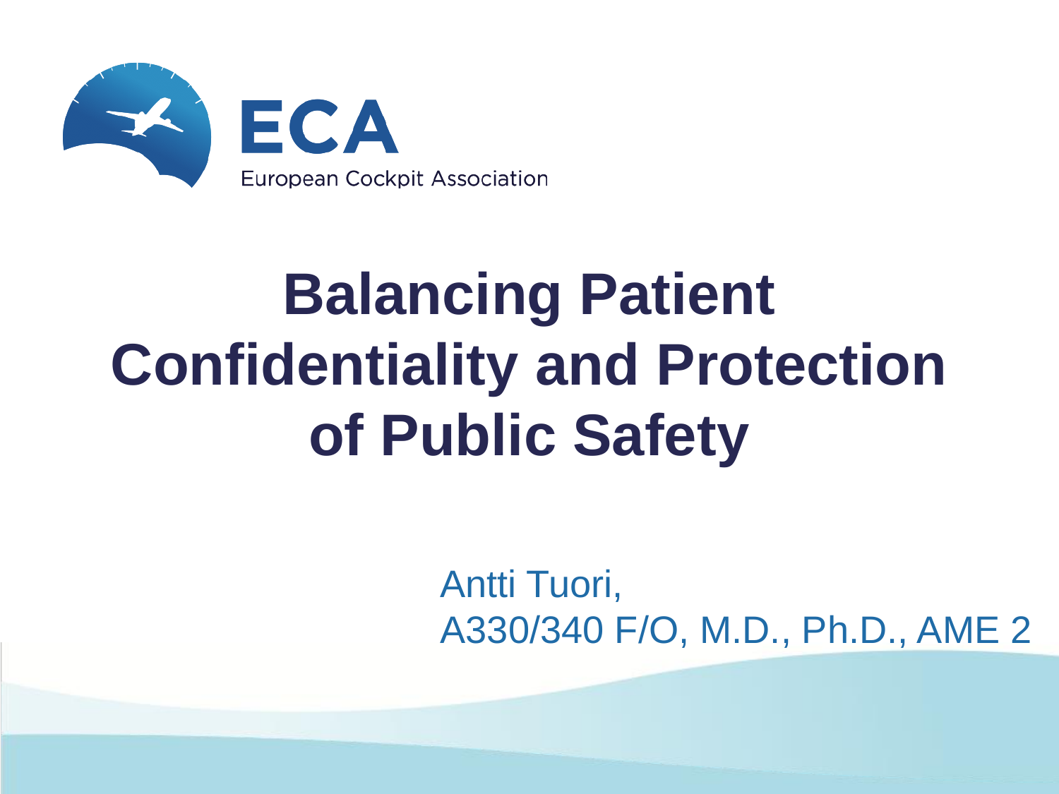ECA

European Cockpit Association

# Balancing Patient Confidentiality and Protection of Public Safety

Antti Tuori,
A330/340 F/O, M.D., Ph.D., AME 2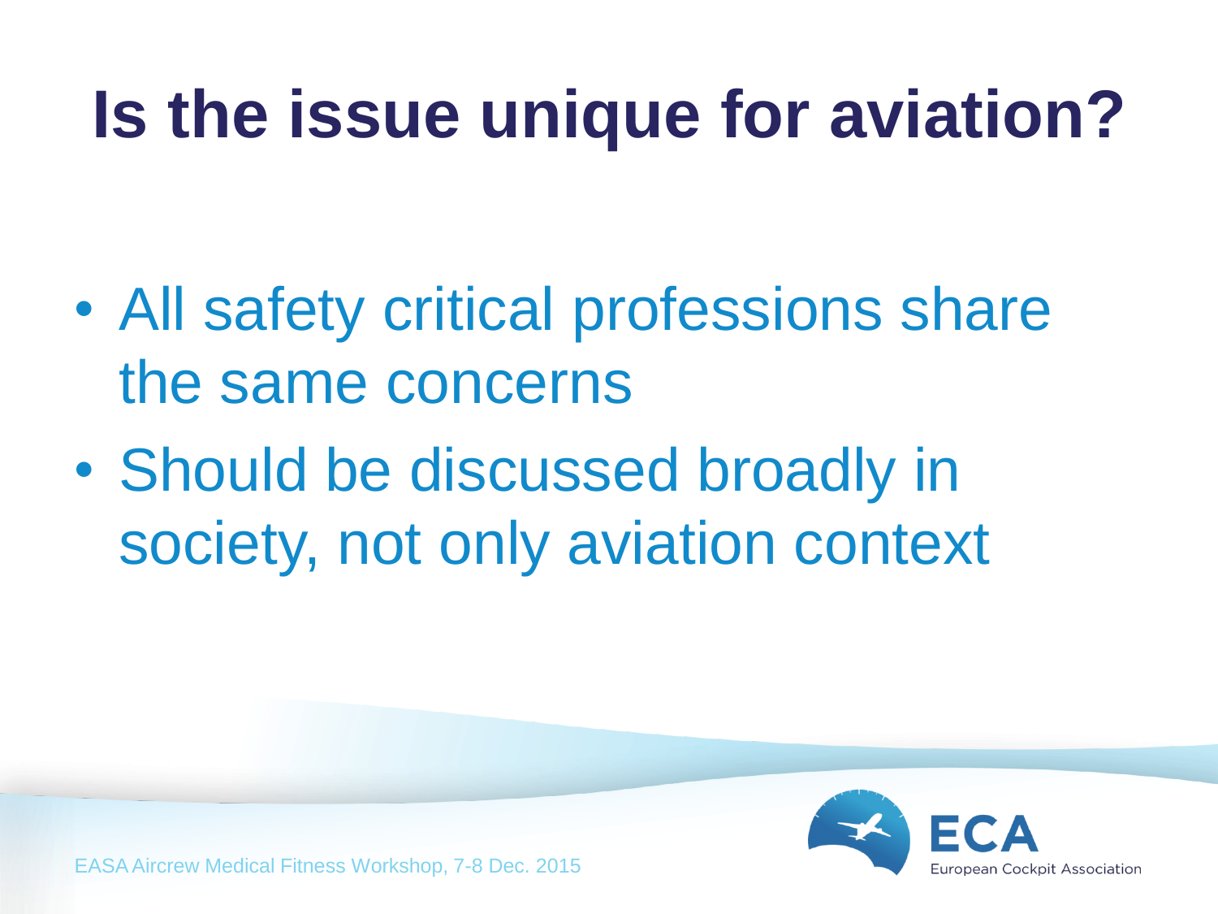# Is the issue unique for aviation?

- All safety critical professions share the same concerns
- Should be discussed broadly in society, not only aviation context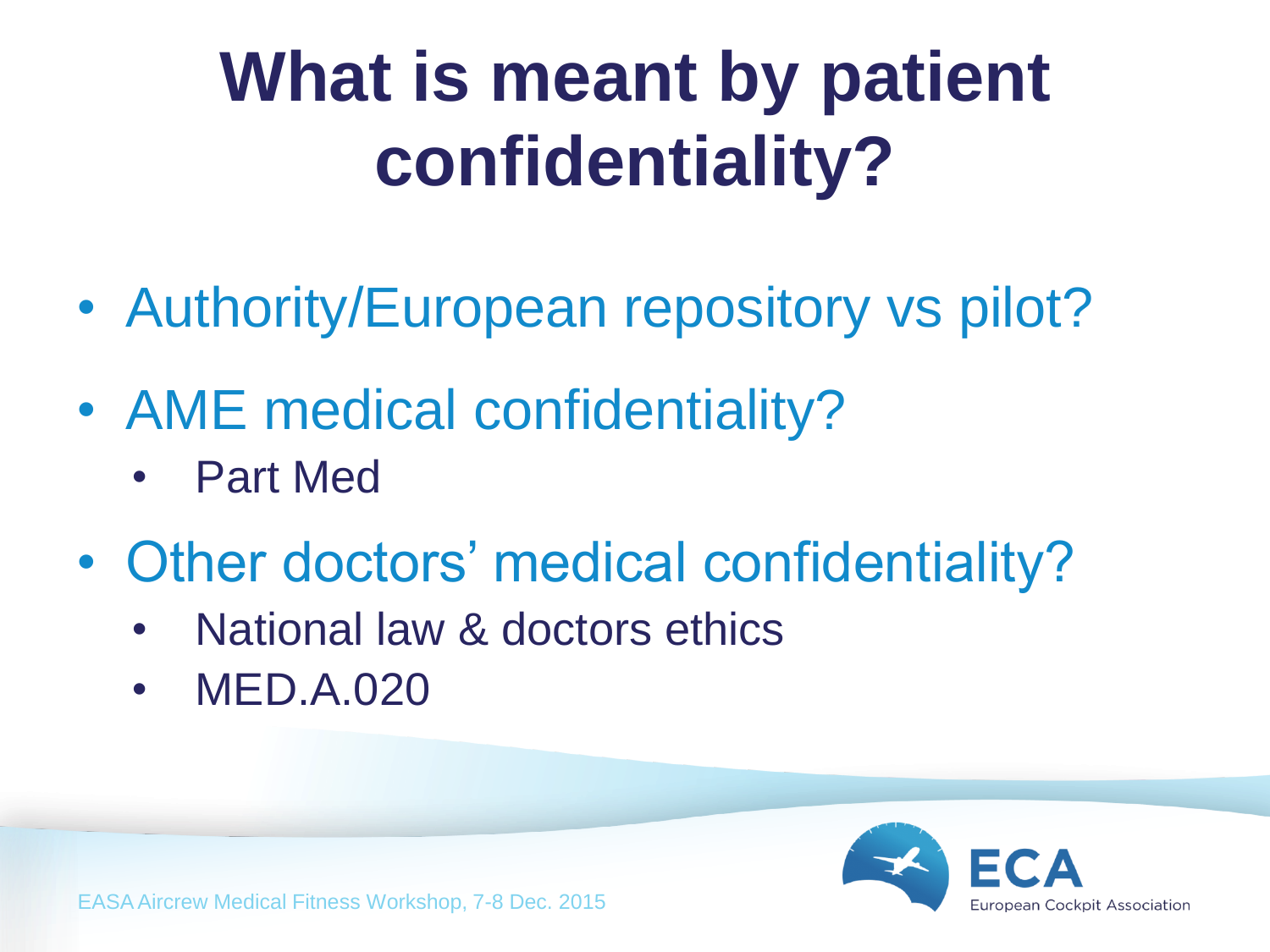# What is meant by patient confidentiality?

- Authority/European repository vs pilot?
- AME medical confidentiality?
  - Part Med
- Other doctors' medical confidentiality?
  - National law & doctors ethics
  - MED.A.020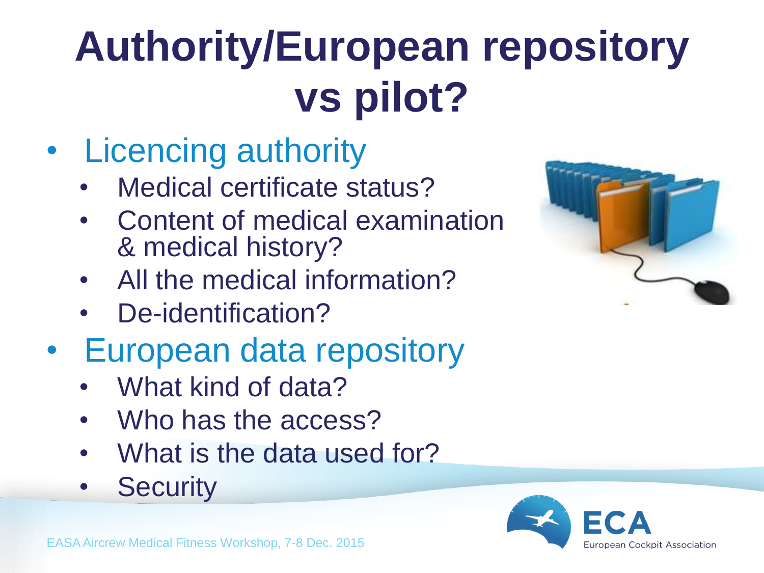# Authority/European repository vs pilot?

- Licencing authority
  - Medical certificate status?
  - Content of medical examination & medical history?
  - All the medical information?
  - De-identification?
- European data repository
  - What kind of data?
  - Who has the access?
  - What is the data used for?
  - Security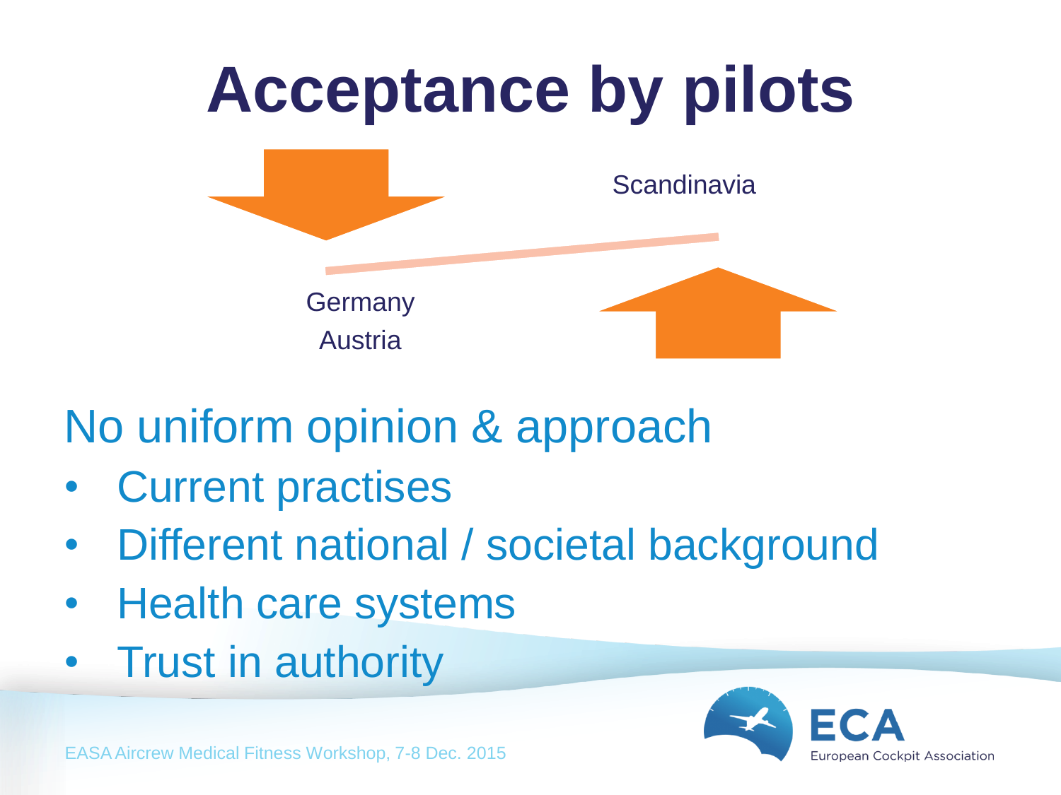# Acceptance by pilots

Scandinavia

Germany
Austria

No uniform opinion & approach

- Current practises
- Different national / societal background
- Health care systems
- Trust in authority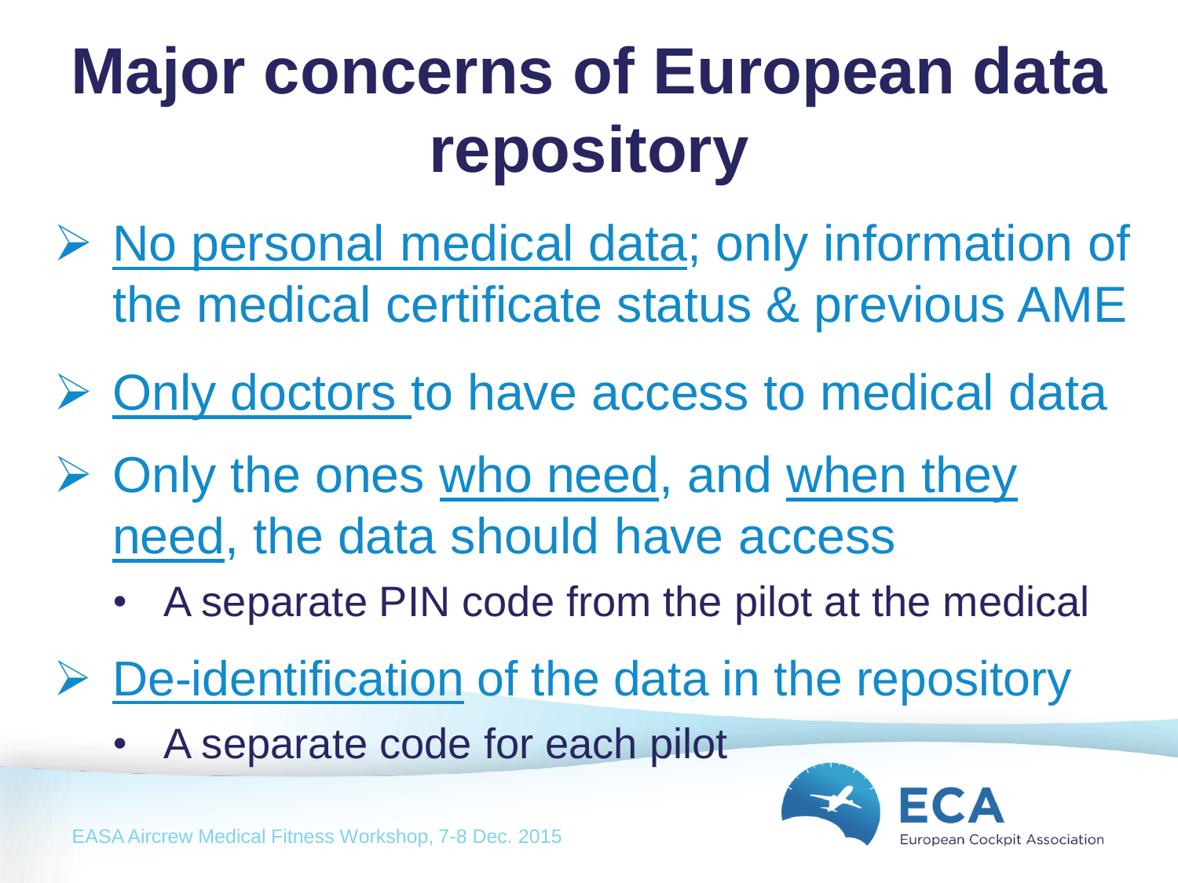# Major concerns of European data repository

- No personal medical data; only information of the medical certificate status & previous AME
- Only doctors to have access to medical data
- Only the ones who need, and when they need, the data should have access
  - A separate PIN code from the pilot at the medical
- De-identification of the data in the repository
  - A separate code for each pilot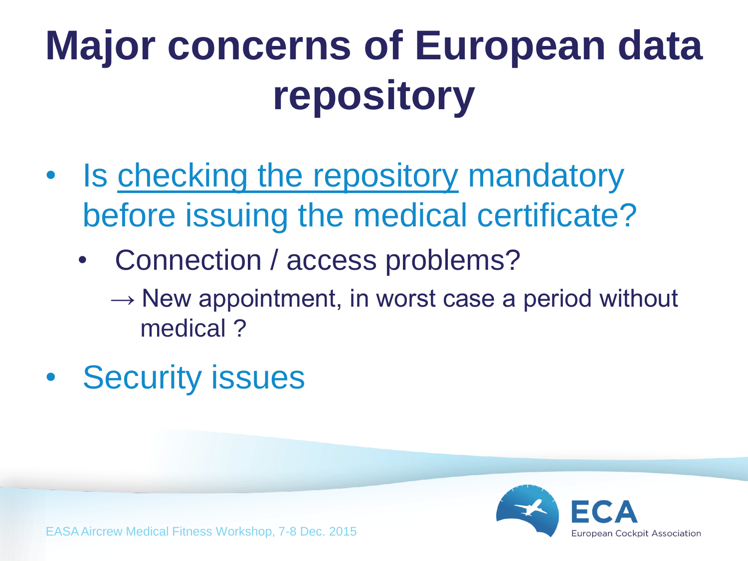# Major concerns of European data repository

- Is <u>checking the repository</u> mandatory before issuing the medical certificate?
  - Connection / access problems?
    
    → New appointment, in worst case a period without medical ?
- Security issues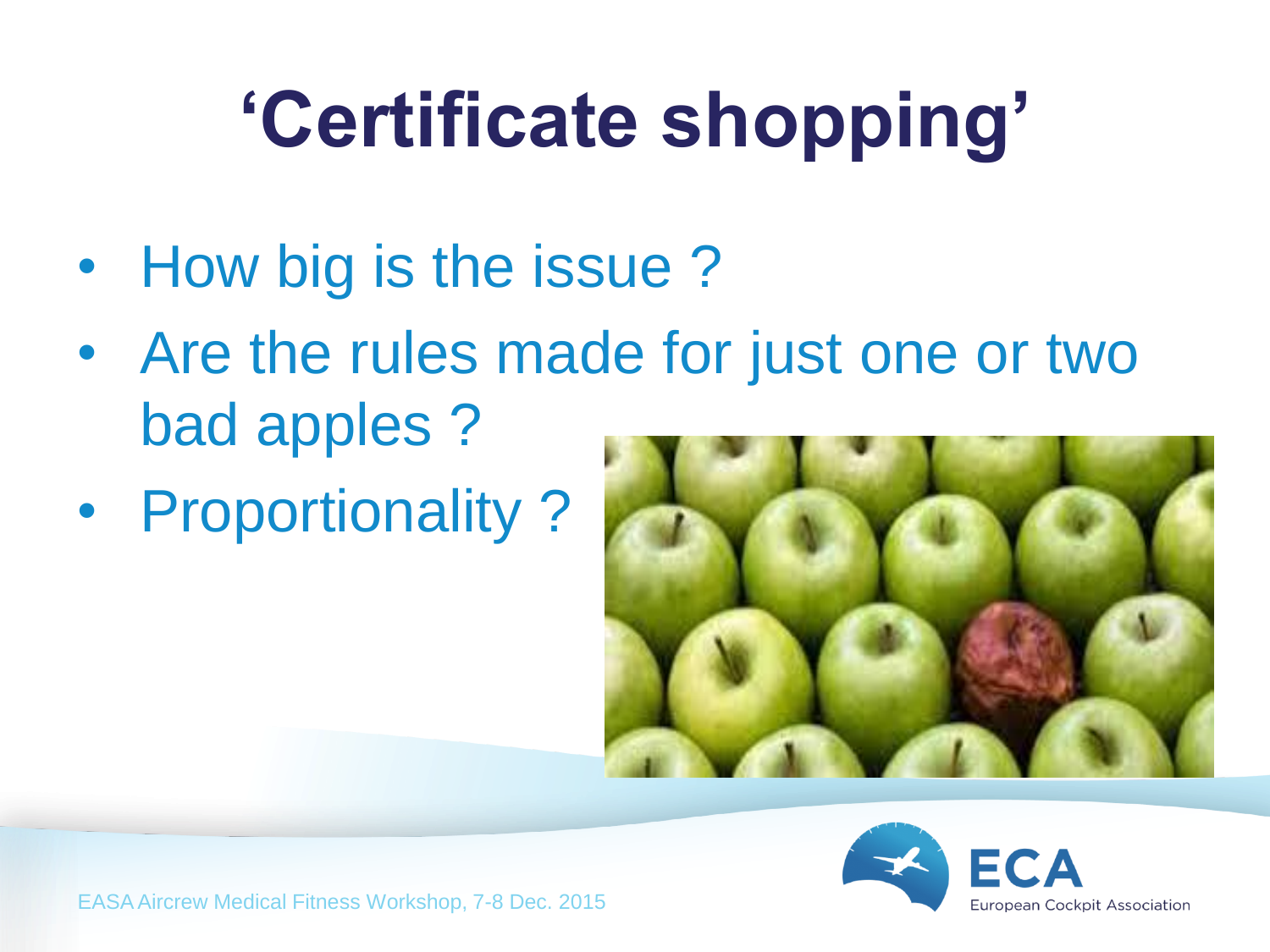# 'Certificate shopping'

- How big is the issue ?
- Are the rules made for just one or two bad apples ?
- Proportionality ?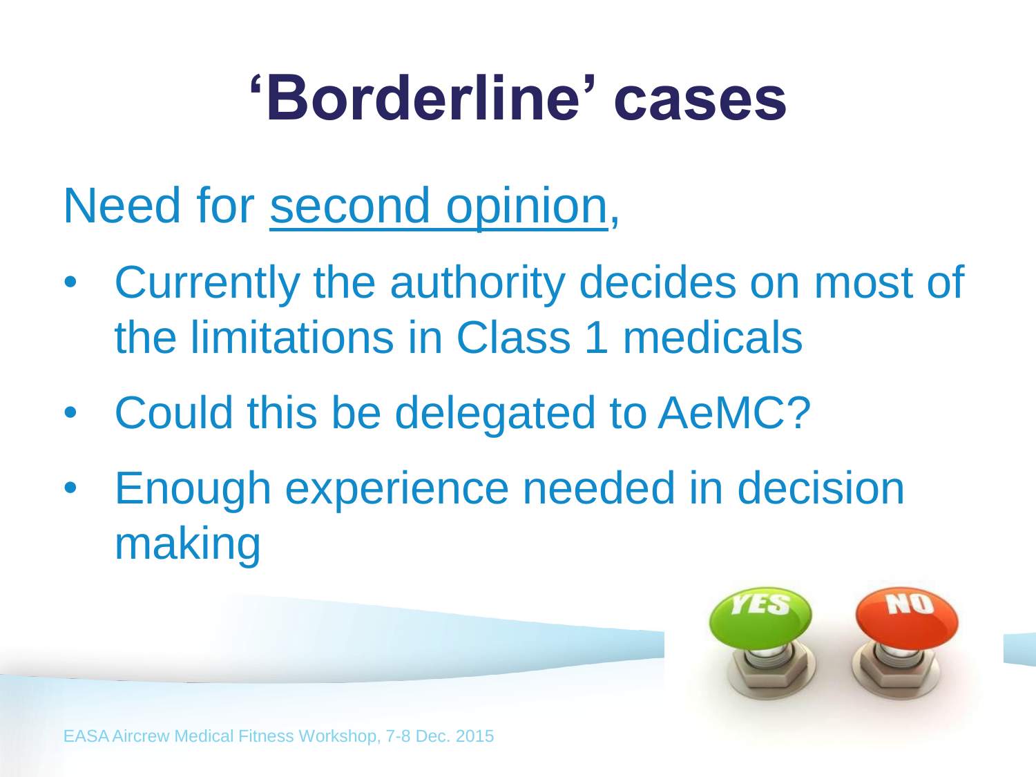# ‘Borderline’ cases

Need for <u>second opinion</u>,

- Currently the authority decides on most of the limitations in Class 1 medicals
- Could this be delegated to AeMC?
- Enough experience needed in decision making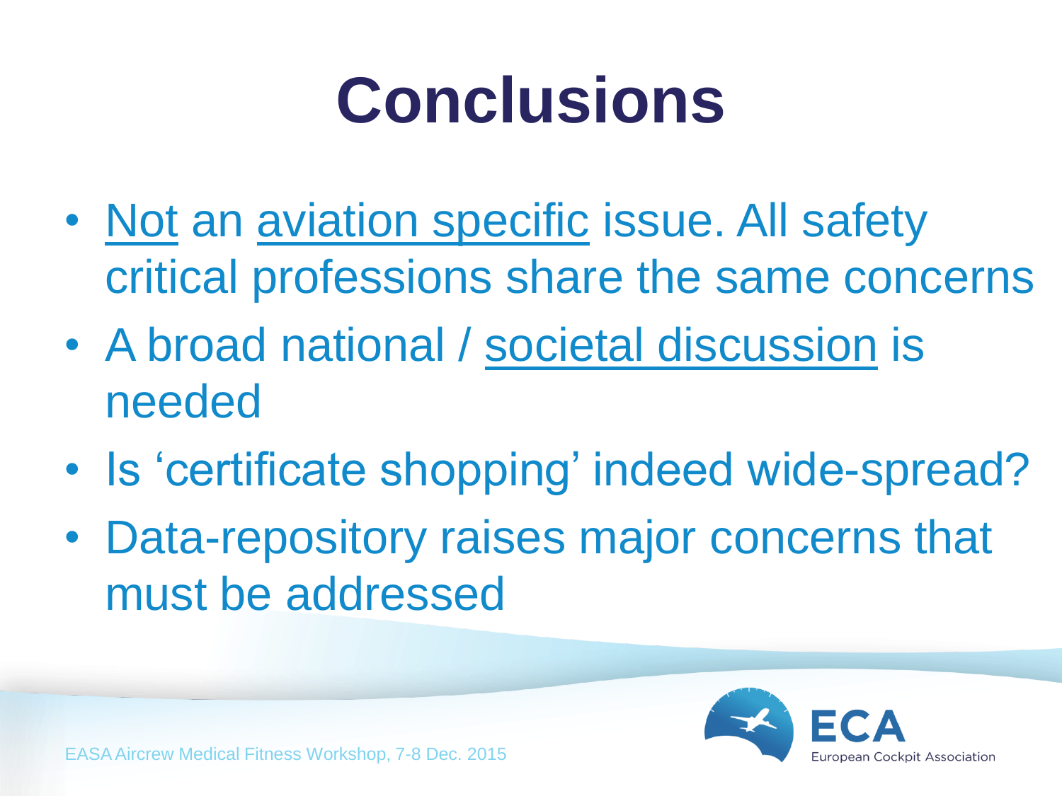# Conclusions

- Not an aviation specific issue. All safety critical professions share the same concerns
- A broad national / societal discussion is needed
- Is 'certificate shopping' indeed wide-spread?
- Data-repository raises major concerns that must be addressed